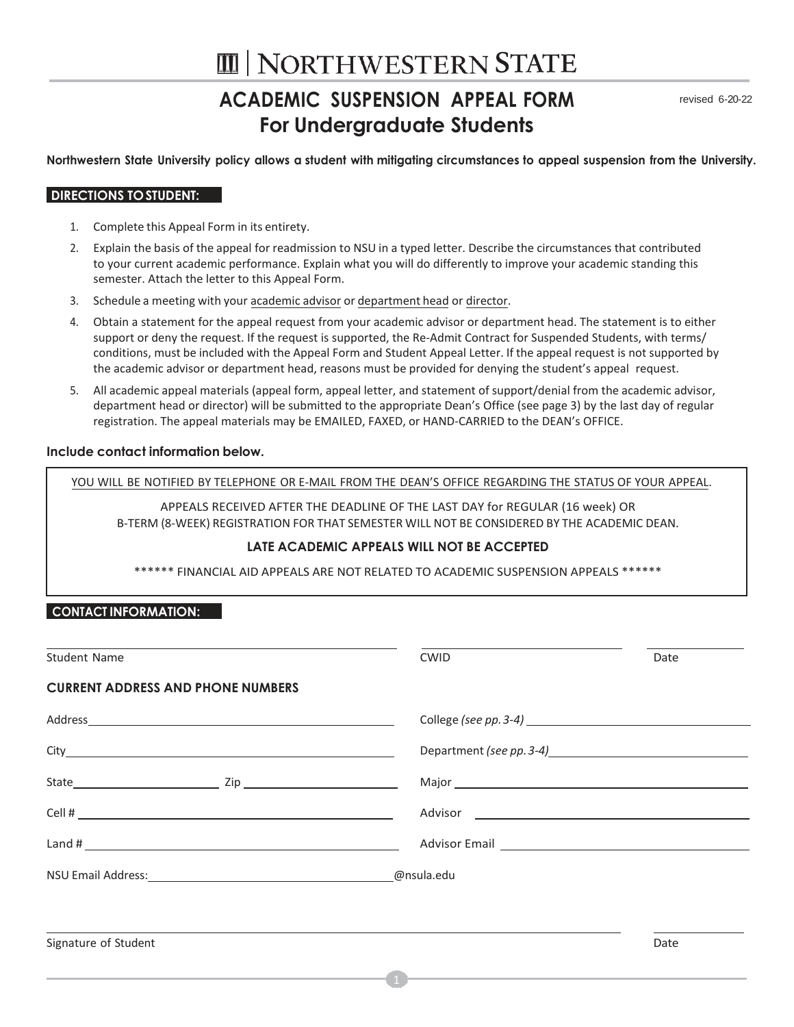# NORTHWESTERN STATE

## ACADEMIC SUSPENSION APPEAL FORM For Undergraduate Students

revised 6-20-22

**Northwestern State University policy allows a student with mitigating circumstances to appeal suspension from the University.**

### DIRECTIONS TO STUDENT:

1. Complete this Appeal Form in its entirety.
2. Explain the basis of the appeal for readmission to NSU in a typed letter. Describe the circumstances that contributed to your current academic performance. Explain what you will do differently to improve your academic standing this semester. Attach the letter to this Appeal Form.
3. Schedule a meeting with your academic advisor or department head or director.
4. Obtain a statement for the appeal request from your academic advisor or department head. The statement is to either support or deny the request. If the request is supported, the Re-Admit Contract for Suspended Students, with terms/ conditions, must be included with the Appeal Form and Student Appeal Letter. If the appeal request is not supported by the academic advisor or department head, reasons must be provided for denying the student's appeal request.
5. All academic appeal materials (appeal form, appeal letter, and statement of support/denial from the academic advisor, department head or director) will be submitted to the appropriate Dean's Office (see page 3) by the last day of regular registration. The appeal materials may be EMAILED, FAXED, or HAND-CARRIED to the DEAN's OFFICE.

**Include contact information below.**

YOU WILL BE NOTIFIED BY TELEPHONE OR E-MAIL FROM THE DEAN'S OFFICE REGARDING THE STATUS OF YOUR APPEAL.

APPEALS RECEIVED AFTER THE DEADLINE OF THE LAST DAY for REGULAR (16 week) OR B-TERM (8-WEEK) REGISTRATION FOR THAT SEMESTER WILL NOT BE CONSIDERED BY THE ACADEMIC DEAN.

**LATE ACADEMIC APPEALS WILL NOT BE ACCEPTED**

****** FINANCIAL AID APPEALS ARE NOT RELATED TO ACADEMIC SUSPENSION APPEALS ******

### CONTACT INFORMATION:

Student Name ______________________ CWID ______________ Date __________

**CURRENT ADDRESS AND PHONE NUMBERS**

Address ______________________ College *(see pp. 3-4)* ______________________

City ______________________ Department *(see pp. 3-4)* ______________________

State __________ Zip __________ Major ______________________

Cell # ______________________ Advisor ______________________

Land # ______________________ Advisor Email ______________________

NSU Email Address: ______________________@nsula.edu

Signature of Student ______________________ Date __________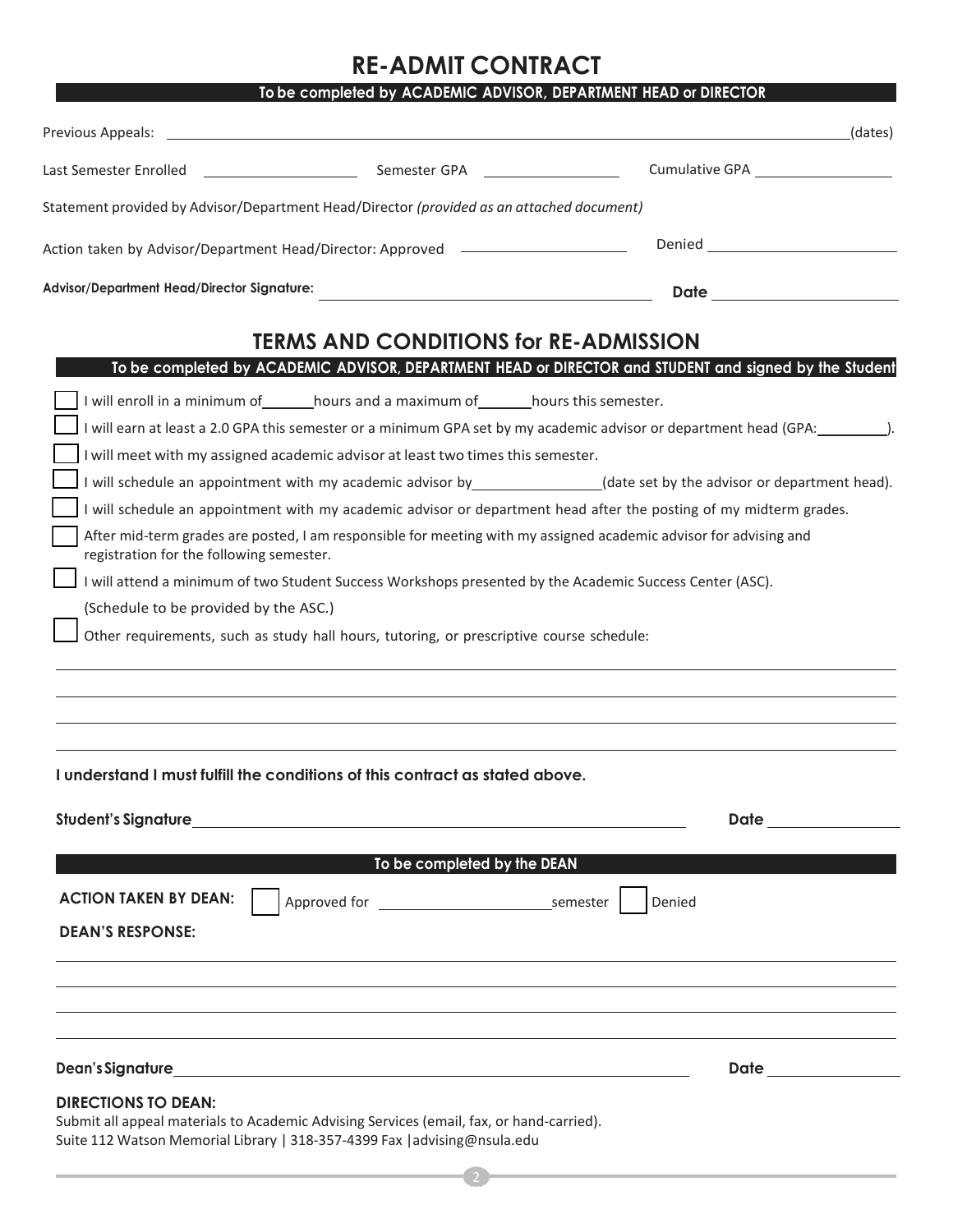# RE-ADMIT CONTRACT

**To be completed by ACADEMIC ADVISOR, DEPARTMENT HEAD or DIRECTOR**

Previous Appeals: ______________________________________________________________(dates)

Last Semester Enrolled ____________________ Semester GPA _________________ Cumulative GPA _________________

Statement provided by Advisor/Department Head/Director *(provided as an attached document)*

Action taken by Advisor/Department Head/Director: Approved ____________________ Denied ______________________

**Advisor/Department Head/Director Signature:** ________________________________________ **Date** ______________________

## TERMS AND CONDITIONS for RE-ADMISSION

**To be completed by ACADEMIC ADVISOR, DEPARTMENT HEAD or DIRECTOR and STUDENT and signed by the Student**

- [ ] I will enroll in a minimum of_______hours and a maximum of_______hours this semester.
- [ ] I will earn at least a 2.0 GPA this semester or a minimum GPA set by my academic advisor or department head (GPA:_________).
- [ ] I will meet with my assigned academic advisor at least two times this semester.
- [ ] I will schedule an appointment with my academic advisor by________________(date set by the advisor or department head).
- [ ] I will schedule an appointment with my academic advisor or department head after the posting of my midterm grades.
- [ ] After mid-term grades are posted, I am responsible for meeting with my assigned academic advisor for advising and registration for the following semester.
- [ ] I will attend a minimum of two Student Success Workshops presented by the Academic Success Center (ASC). (Schedule to be provided by the ASC.)
- [ ] Other requirements, such as study hall hours, tutoring, or prescriptive course schedule:

____________________________________________________________________________________

____________________________________________________________________________________

____________________________________________________________________________________

____________________________________________________________________________________

**I understand I must fulfill the conditions of this contract as stated above.**

**Student's Signature** ____________________________________________________________ **Date** ________________

**To be completed by the DEAN**

**ACTION TAKEN BY DEAN:** [ ] Approved for _____________________semester [ ] Denied

**DEAN'S RESPONSE:**

____________________________________________________________________________________

____________________________________________________________________________________

____________________________________________________________________________________

____________________________________________________________________________________

**Dean's Signature** ____________________________________________________________ **Date** ________________

**DIRECTIONS TO DEAN:**
Submit all appeal materials to Academic Advising Services (email, fax, or hand-carried).
Suite 112 Watson Memorial Library | 318-357-4399 Fax |advising@nsula.edu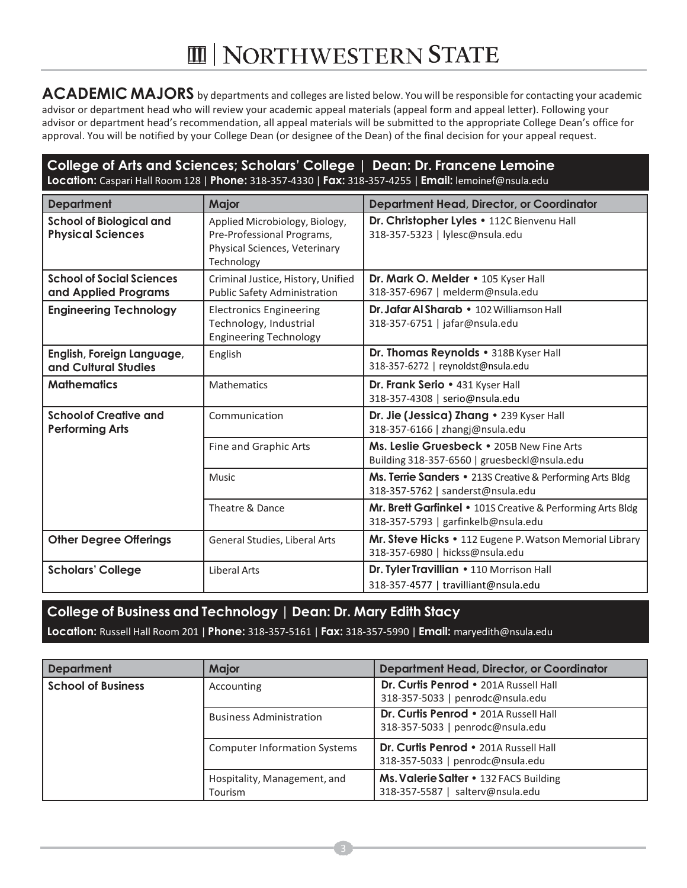**ACADEMIC MAJORS** by departments and colleges are listed below. You will be responsible for contacting your academic advisor or department head who will review your academic appeal materials (appeal form and appeal letter). Following your advisor or department head's recommendation, all appeal materials will be submitted to the appropriate College Dean's office for approval. You will be notified by your College Dean (or designee of the Dean) of the final decision for your appeal request.

## College of Arts and Sciences; Scholars' College | Dean: Dr. Francene Lemoine

**Location:** Caspari Hall Room 128 | **Phone:** 318-357-4330 | **Fax:** 318-357-4255 | **Email:** lemoinef@nsula.edu

| Department | Major | Department Head, Director, or Coordinator |
|---|---|---|
| **School of Biological and Physical Sciences** | Applied Microbiology, Biology, Pre-Professional Programs, Physical Sciences, Veterinary Technology | **Dr. Christopher Lyles** • 112C Bienvenu Hall 318-357-5323 \| lylesc@nsula.edu |
| **School of Social Sciences and Applied Programs** | Criminal Justice, History, Unified Public Safety Administration | **Dr. Mark O. Melder** • 105 Kyser Hall 318-357-6967 \| melderm@nsula.edu |
| **Engineering Technology** | Electronics Engineering Technology, Industrial Engineering Technology | **Dr. Jafar Al Sharab** • 102 Williamson Hall 318-357-6751 \| jafar@nsula.edu |
| **English, Foreign Language, and Cultural Studies** | English | **Dr. Thomas Reynolds** • 318B Kyser Hall 318-357-6272 \| reynoldst@nsula.edu |
| **Mathematics** | Mathematics | **Dr. Frank Serio** • 431 Kyser Hall 318-357-4308 \| serio@nsula.edu |
| **School of Creative and Performing Arts** | Communication | **Dr. Jie (Jessica) Zhang** • 239 Kyser Hall 318-357-6166 \| zhangj@nsula.edu |
| | Fine and Graphic Arts | **Ms. Leslie Gruesbeck** • 205B New Fine Arts Building 318-357-6560 \| gruesbeckl@nsula.edu |
| | Music | **Ms. Terrie Sanders** • 213S Creative & Performing Arts Bldg 318-357-5762 \| sanderst@nsula.edu |
| | Theatre & Dance | **Mr. Brett Garfinkel** • 101S Creative & Performing Arts Bldg 318-357-5793 \| garfinkelb@nsula.edu |
| **Other Degree Offerings** | General Studies, Liberal Arts | **Mr. Steve Hicks** • 112 Eugene P. Watson Memorial Library 318-357-6980 \| hickss@nsula.edu |
| **Scholars' College** | Liberal Arts | **Dr. Tyler Travillian** • 110 Morrison Hall 318-357-4577 \| travilliant@nsula.edu |

## College of Business and Technology | Dean: Dr. Mary Edith Stacy

**Location:** Russell Hall Room 201 | **Phone:** 318-357-5161 | **Fax:** 318-357-5990 | **Email:** maryedith@nsula.edu

| Department | Major | Department Head, Director, or Coordinator |
|---|---|---|
| **School of Business** | Accounting | **Dr. Curtis Penrod** • 201A Russell Hall 318-357-5033 \| penrodc@nsula.edu |
| | Business Administration | **Dr. Curtis Penrod** • 201A Russell Hall 318-357-5033 \| penrodc@nsula.edu |
| | Computer Information Systems | **Dr. Curtis Penrod** • 201A Russell Hall 318-357-5033 \| penrodc@nsula.edu |
| | Hospitality, Management, and Tourism | **Ms. Valerie Salter** • 132 FACS Building 318-357-5587 \| salterv@nsula.edu |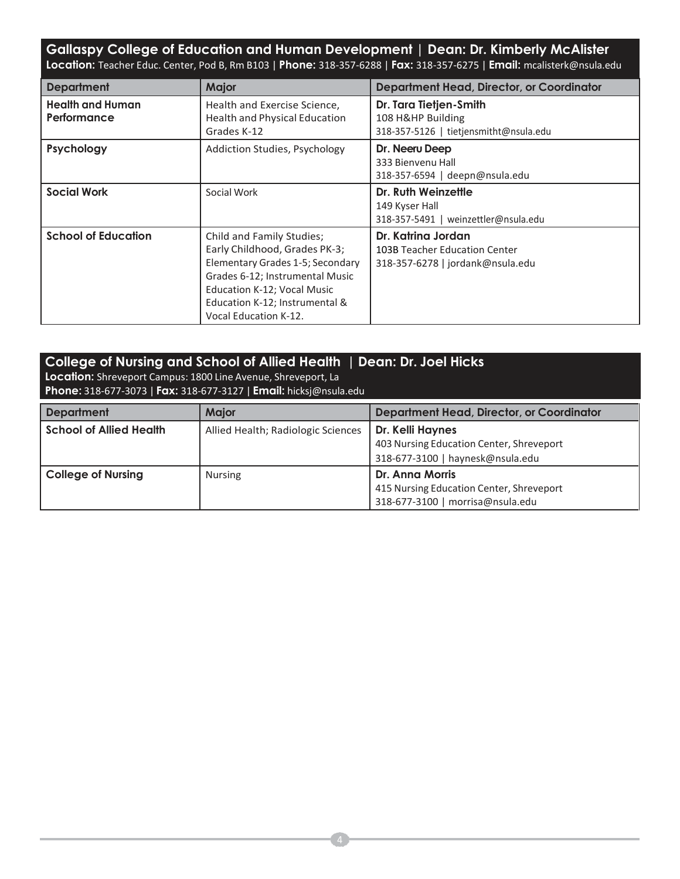## Gallaspy College of Education and Human Development | Dean: Dr. Kimberly McAlister

**Location:** Teacher Educ. Center, Pod B, Rm B103 | **Phone:** 318-357-6288 | **Fax:** 318-357-6275 | **Email:** mcalisterk@nsula.edu

| Department | Major | Department Head, Director, or Coordinator |
|---|---|---|
| **Health and Human Performance** | Health and Exercise Science, Health and Physical Education Grades K-12 | **Dr. Tara Tietjen-Smith**<br>108 H&HP Building<br>318-357-5126 \| tietjensmitht@nsula.edu |
| **Psychology** | Addiction Studies, Psychology | **Dr. Neeru Deep**<br>333 Bienvenu Hall<br>318-357-6594 \| deepn@nsula.edu |
| **Social Work** | Social Work | **Dr. Ruth Weinzettle**<br>149 Kyser Hall<br>318-357-5491 \| weinzettler@nsula.edu |
| **School of Education** | Child and Family Studies; Early Childhood, Grades PK-3; Elementary Grades 1-5; Secondary Grades 6-12; Instrumental Music Education K-12; Vocal Music Education K-12; Instrumental & Vocal Education K-12. | **Dr. Katrina Jordan**<br>103B Teacher Education Center<br>318-357-6278 \| jordank@nsula.edu |

## College of Nursing and School of Allied Health | Dean: Dr. Joel Hicks

**Location:** Shreveport Campus: 1800 Line Avenue, Shreveport, La
**Phone:** 318-677-3073 | **Fax:** 318-677-3127 | **Email:** hicksj@nsula.edu

| Department | Major | Department Head, Director, or Coordinator |
|---|---|---|
| **School of Allied Health** | Allied Health; Radiologic Sciences | **Dr. Kelli Haynes**<br>403 Nursing Education Center, Shreveport<br>318-677-3100 \| haynesk@nsula.edu |
| **College of Nursing** | Nursing | **Dr. Anna Morris**<br>415 Nursing Education Center, Shreveport<br>318-677-3100 \| morrisa@nsula.edu |